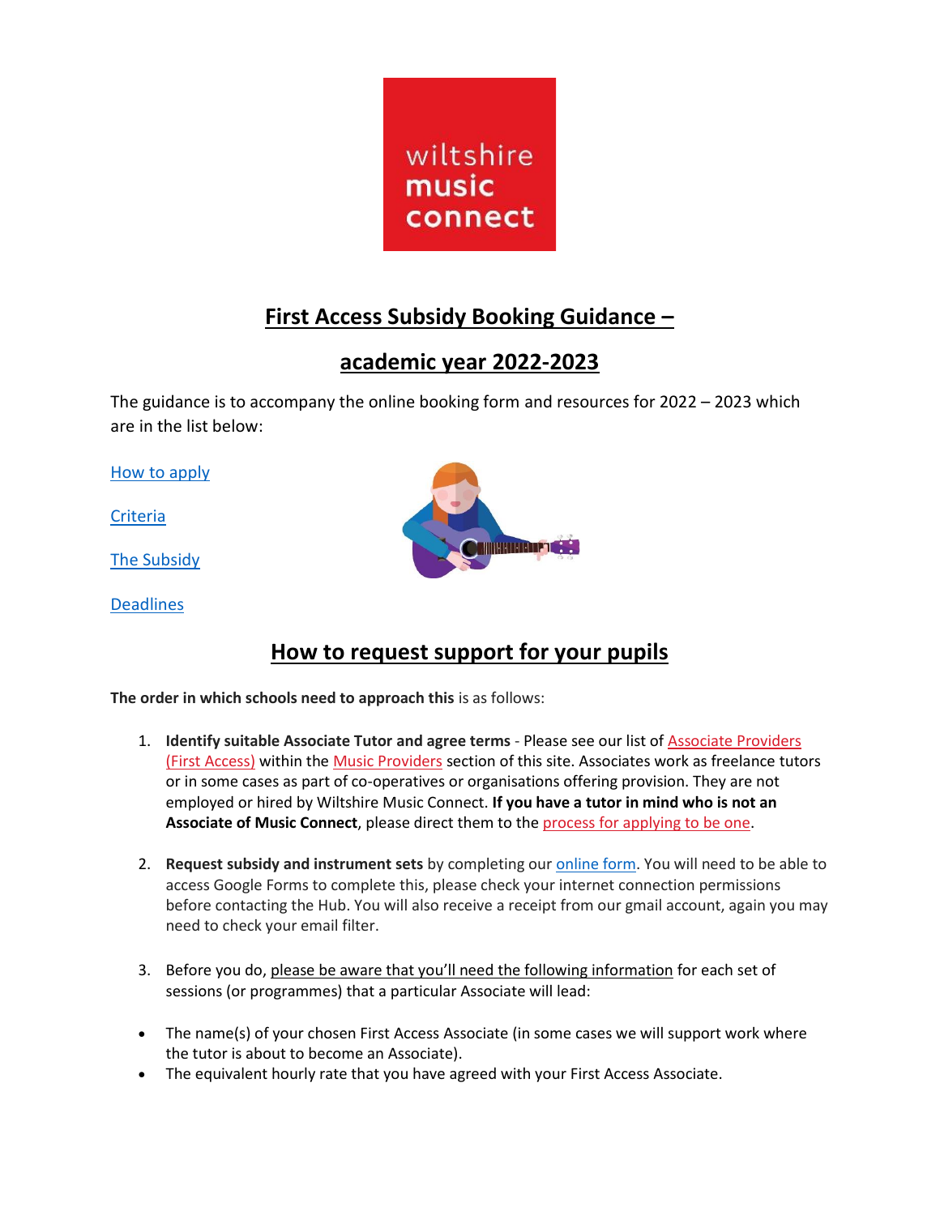wiltshire music connect

# First Access Subsidy Booking Guidance – academic year 2022-2023

The guidance is to accompany the online booking form and resources for 2022 – 2023 which are in the list below:

How to apply

Criteria

The Subsidy

Deadlines

## How to request support for your pupils

**The order in which schools need to approach this** is as follows:

1. **Identify suitable Associate Tutor and agree terms** - Please see our list of Associate Providers (First Access) within the Music Providers section of this site. Associates work as freelance tutors or in some cases as part of co-operatives or organisations offering provision. They are not employed or hired by Wiltshire Music Connect. **If you have a tutor in mind who is not an Associate of Music Connect**, please direct them to the process for applying to be one.

2. **Request subsidy and instrument sets** by completing our online form. You will need to be able to access Google Forms to complete this, please check your internet connection permissions before contacting the Hub. You will also receive a receipt from our gmail account, again you may need to check your email filter.

3. Before you do, please be aware that you'll need the following information for each set of sessions (or programmes) that a particular Associate will lead:

- The name(s) of your chosen First Access Associate (in some cases we will support work where the tutor is about to become an Associate).
- The equivalent hourly rate that you have agreed with your First Access Associate.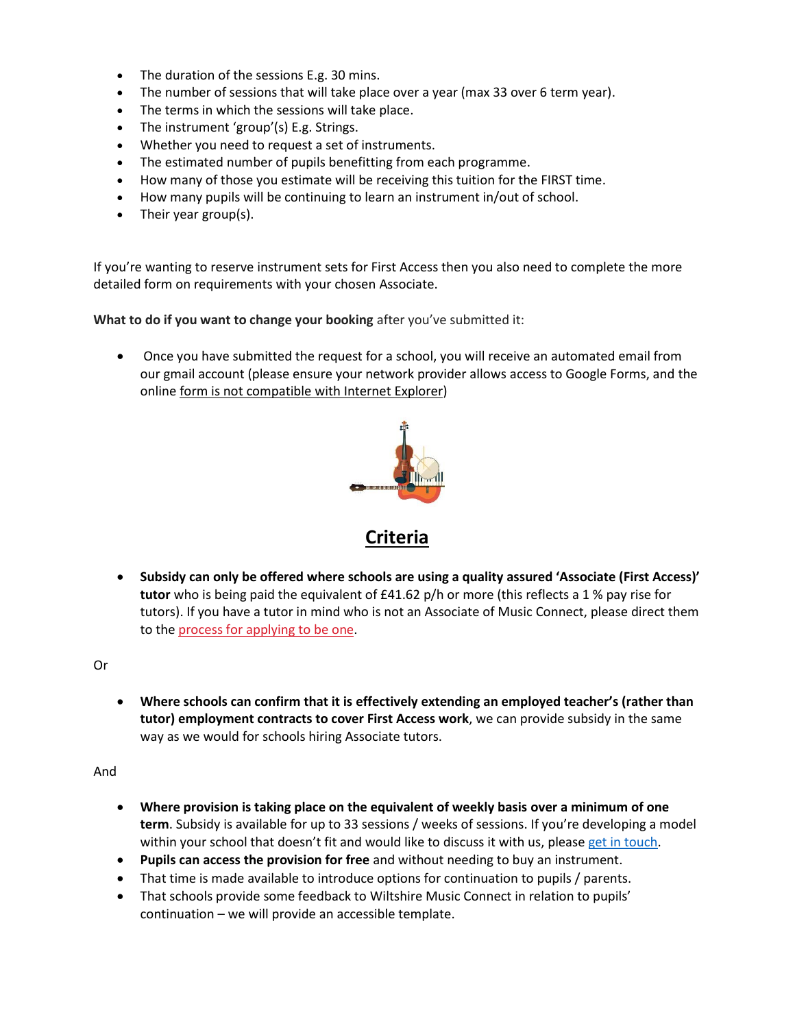- The duration of the sessions E.g. 30 mins.
- The number of sessions that will take place over a year (max 33 over 6 term year).
- The terms in which the sessions will take place.
- The instrument 'group'(s) E.g. Strings.
- Whether you need to request a set of instruments.
- The estimated number of pupils benefitting from each programme.
- How many of those you estimate will be receiving this tuition for the FIRST time.
- How many pupils will be continuing to learn an instrument in/out of school.
- Their year group(s).

If you're wanting to reserve instrument sets for First Access then you also need to complete the more detailed form on requirements with your chosen Associate.

**What to do if you want to change your booking** after you've submitted it:

- Once you have submitted the request for a school, you will receive an automated email from our gmail account (please ensure your network provider allows access to Google Forms, and the online form is not compatible with Internet Explorer)

## Criteria

- **Subsidy can only be offered where schools are using a quality assured 'Associate (First Access)' tutor** who is being paid the equivalent of £41.62 p/h or more (this reflects a 1 % pay rise for tutors). If you have a tutor in mind who is not an Associate of Music Connect, please direct them to the process for applying to be one.

Or

- **Where schools can confirm that it is effectively extending an employed teacher's (rather than tutor) employment contracts to cover First Access work**, we can provide subsidy in the same way as we would for schools hiring Associate tutors.

And

- **Where provision is taking place on the equivalent of weekly basis over a minimum of one term**. Subsidy is available for up to 33 sessions / weeks of sessions. If you're developing a model within your school that doesn't fit and would like to discuss it with us, please get in touch.
- **Pupils can access the provision for free** and without needing to buy an instrument.
- That time is made available to introduce options for continuation to pupils / parents.
- That schools provide some feedback to Wiltshire Music Connect in relation to pupils' continuation – we will provide an accessible template.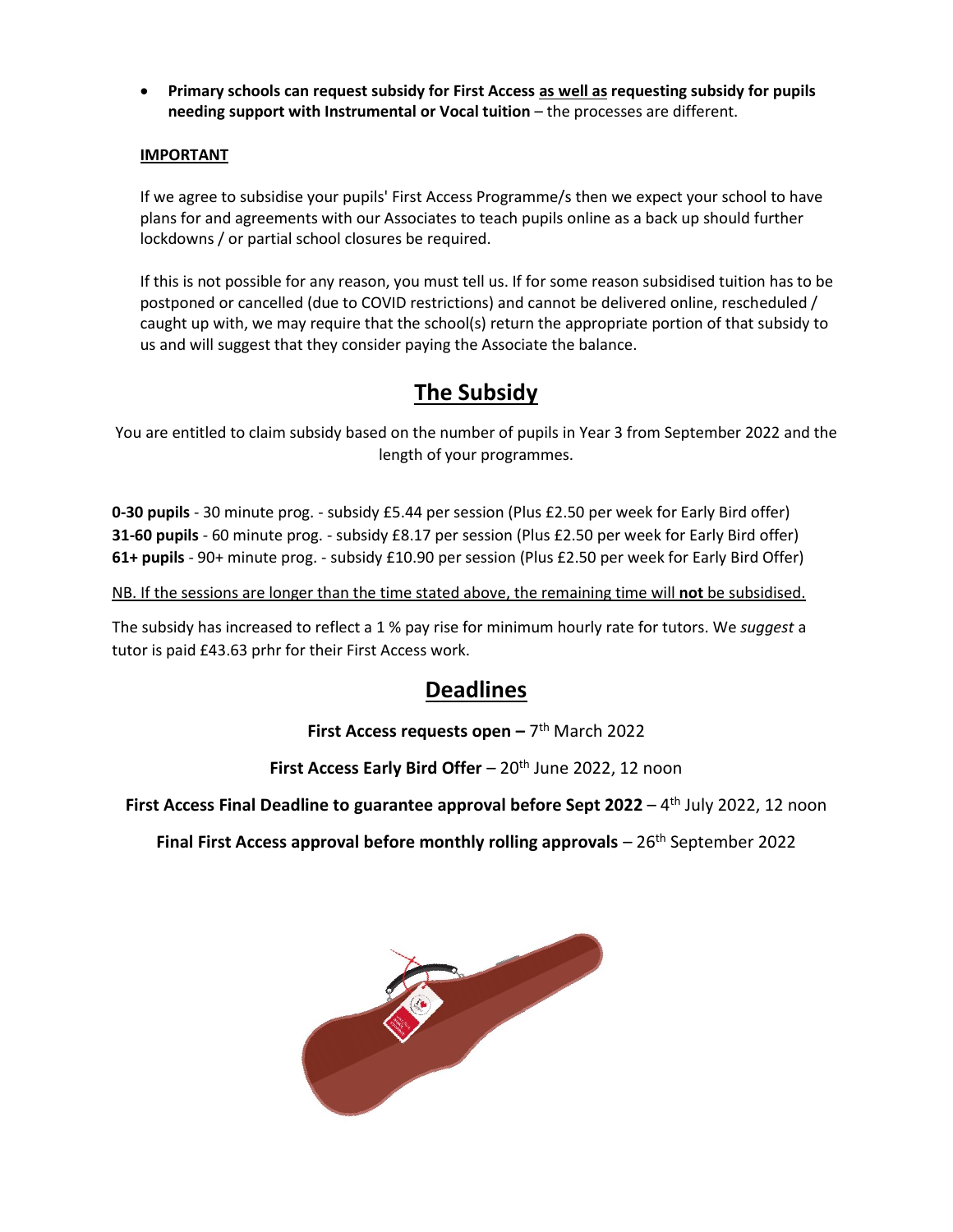- **Primary schools can request subsidy for First Access as well as requesting subsidy for pupils needing support with Instrumental or Vocal tuition** – the processes are different.

**IMPORTANT**

If we agree to subsidise your pupils' First Access Programme/s then we expect your school to have plans for and agreements with our Associates to teach pupils online as a back up should further lockdowns / or partial school closures be required.

If this is not possible for any reason, you must tell us. If for some reason subsidised tuition has to be postponed or cancelled (due to COVID restrictions) and cannot be delivered online, rescheduled / caught up with, we may require that the school(s) return the appropriate portion of that subsidy to us and will suggest that they consider paying the Associate the balance.

## The Subsidy

You are entitled to claim subsidy based on the number of pupils in Year 3 from September 2022 and the length of your programmes.

**0-30 pupils** - 30 minute prog. - subsidy £5.44 per session (Plus £2.50 per week for Early Bird offer)
**31-60 pupils** - 60 minute prog. - subsidy £8.17 per session (Plus £2.50 per week for Early Bird offer)
**61+ pupils** - 90+ minute prog. - subsidy £10.90 per session (Plus £2.50 per week for Early Bird Offer)

NB. If the sessions are longer than the time stated above, the remaining time will **not** be subsidised.

The subsidy has increased to reflect a 1 % pay rise for minimum hourly rate for tutors. We *suggest* a tutor is paid £43.63 prhr for their First Access work.

## Deadlines

**First Access requests open –** 7th March 2022

**First Access Early Bird Offer** – 20th June 2022, 12 noon

**First Access Final Deadline to guarantee approval before Sept 2022** – 4th July 2022, 12 noon

**Final First Access approval before monthly rolling approvals** – 26th September 2022